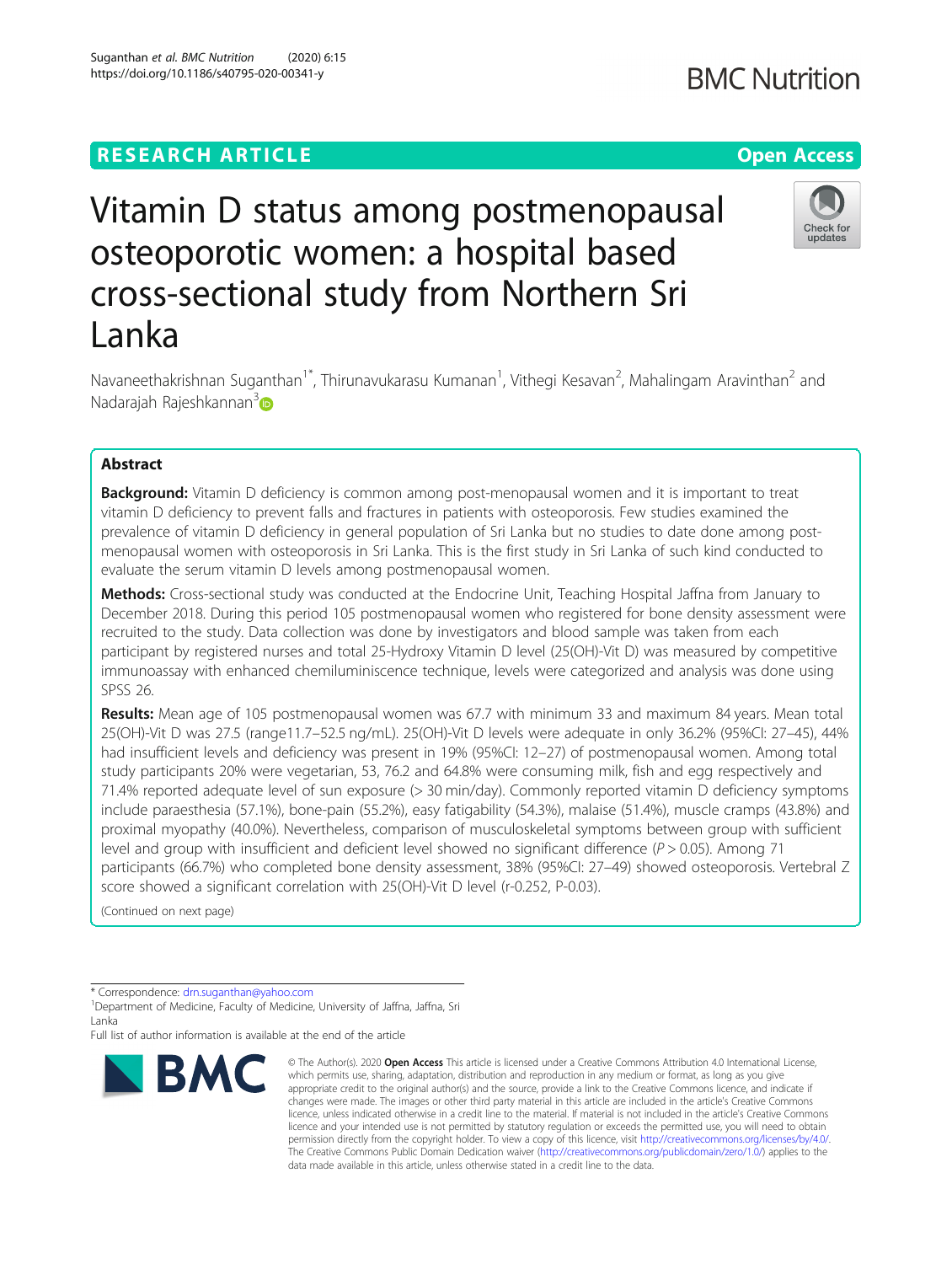RESEARCH ARTICLE

Open Access

# Vitamin D status among postmenopausal osteoporotic women: a hospital based cross-sectional study from Northern Sri Lanka

Navaneethakrishnan Suganthan[1*], Thirunavukarasu Kumanan[1], Vithegi Kesavan[2], Mahalingam Aravinthan[2] and Nadarajah Rajeshkannan[3]

## Abstract

**Background:** Vitamin D deficiency is common among post-menopausal women and it is important to treat vitamin D deficiency to prevent falls and fractures in patients with osteoporosis. Few studies examined the prevalence of vitamin D deficiency in general population of Sri Lanka but no studies to date done among post-menopausal women with osteoporosis in Sri Lanka. This is the first study in Sri Lanka of such kind conducted to evaluate the serum vitamin D levels among postmenopausal women.

**Methods:** Cross-sectional study was conducted at the Endocrine Unit, Teaching Hospital Jaffna from January to December 2018. During this period 105 postmenopausal women who registered for bone density assessment were recruited to the study. Data collection was done by investigators and blood sample was taken from each participant by registered nurses and total 25-Hydroxy Vitamin D level (25(OH)-Vit D) was measured by competitive immunoassay with enhanced chemiluminiscence technique, levels were categorized and analysis was done using SPSS 26.

**Results:** Mean age of 105 postmenopausal women was 67.7 with minimum 33 and maximum 84 years. Mean total 25(OH)-Vit D was 27.5 (range11.7–52.5 ng/mL). 25(OH)-Vit D levels were adequate in only 36.2% (95%CI: 27–45), 44% had insufficient levels and deficiency was present in 19% (95%CI: 12–27) of postmenopausal women. Among total study participants 20% were vegetarian, 53, 76.2 and 64.8% were consuming milk, fish and egg respectively and 71.4% reported adequate level of sun exposure (> 30 min/day). Commonly reported vitamin D deficiency symptoms include paraesthesia (57.1%), bone-pain (55.2%), easy fatigability (54.3%), malaise (51.4%), muscle cramps (43.8%) and proximal myopathy (40.0%). Nevertheless, comparison of musculoskeletal symptoms between group with sufficient level and group with insufficient and deficient level showed no significant difference ($P > 0.05$). Among 71 participants (66.7%) who completed bone density assessment, 38% (95%CI: 27–49) showed osteoporosis. Vertebral Z score showed a significant correlation with 25(OH)-Vit D level (r-0.252, P-0.03).

(Continued on next page)

* Correspondence: drn.suganthan@yahoo.com
[1]Department of Medicine, Faculty of Medicine, University of Jaffna, Jaffna, Sri Lanka
Full list of author information is available at the end of the article

© The Author(s). 2020 **Open Access** This article is licensed under a Creative Commons Attribution 4.0 International License, which permits use, sharing, adaptation, distribution and reproduction in any medium or format, as long as you give appropriate credit to the original author(s) and the source, provide a link to the Creative Commons licence, and indicate if changes were made. The images or other third party material in this article are included in the article's Creative Commons licence, unless indicated otherwise in a credit line to the material. If material is not included in the article's Creative Commons licence and your intended use is not permitted by statutory regulation or exceeds the permitted use, you will need to obtain permission directly from the copyright holder. To view a copy of this licence, visit http://creativecommons.org/licenses/by/4.0/. The Creative Commons Public Domain Dedication waiver (http://creativecommons.org/publicdomain/zero/1.0/) applies to the data made available in this article, unless otherwise stated in a credit line to the data.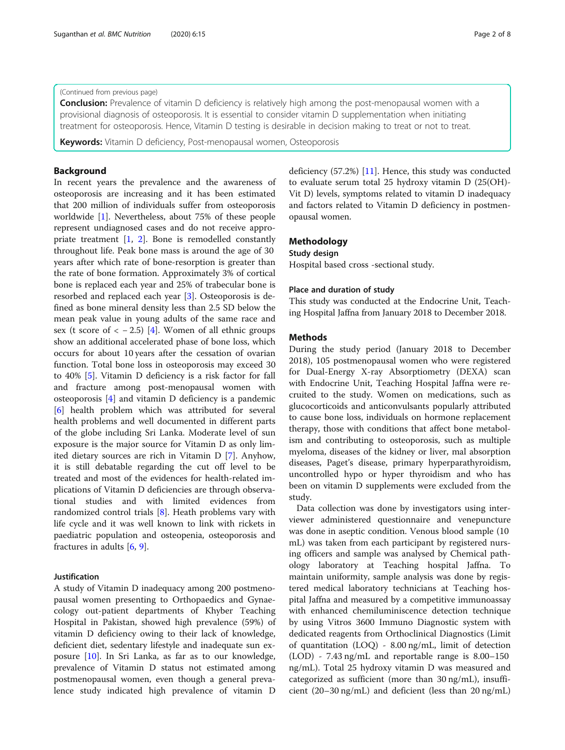(Continued from previous page)

**Conclusion:** Prevalence of vitamin D deficiency is relatively high among the post-menopausal women with a provisional diagnosis of osteoporosis. It is essential to consider vitamin D supplementation when initiating treatment for osteoporosis. Hence, Vitamin D testing is desirable in decision making to treat or not to treat.

**Keywords:** Vitamin D deficiency, Post-menopausal women, Osteoporosis

## Background

In recent years the prevalence and the awareness of osteoporosis are increasing and it has been estimated that 200 million of individuals suffer from osteoporosis worldwide [1]. Nevertheless, about 75% of these people represent undiagnosed cases and do not receive appropriate treatment [1, 2]. Bone is remodelled constantly throughout life. Peak bone mass is around the age of 30 years after which rate of bone-resorption is greater than the rate of bone formation. Approximately 3% of cortical bone is replaced each year and 25% of trabecular bone is resorbed and replaced each year [3]. Osteoporosis is defined as bone mineral density less than 2.5 SD below the mean peak value in young adults of the same race and sex (t score of $< -2.5$) [4]. Women of all ethnic groups show an additional accelerated phase of bone loss, which occurs for about 10 years after the cessation of ovarian function. Total bone loss in osteoporosis may exceed 30 to 40% [5]. Vitamin D deficiency is a risk factor for fall and fracture among post-menopausal women with osteoporosis [4] and vitamin D deficiency is a pandemic [6] health problem which was attributed for several health problems and well documented in different parts of the globe including Sri Lanka. Moderate level of sun exposure is the major source for Vitamin D as only limited dietary sources are rich in Vitamin D [7]. Anyhow, it is still debatable regarding the cut off level to be treated and most of the evidences for health-related implications of Vitamin D deficiencies are through observational studies and with limited evidences from randomized control trials [8]. Heath problems vary with life cycle and it was well known to link with rickets in paediatric population and osteopenia, osteoporosis and fractures in adults [6, 9].

### Justification

A study of Vitamin D inadequacy among 200 postmenopausal women presenting to Orthopaedics and Gynaecology out-patient departments of Khyber Teaching Hospital in Pakistan, showed high prevalence (59%) of vitamin D deficiency owing to their lack of knowledge, deficient diet, sedentary lifestyle and inadequate sun exposure [10]. In Sri Lanka, as far as to our knowledge, prevalence of Vitamin D status not estimated among postmenopausal women, even though a general prevalence study indicated high prevalence of vitamin D deficiency (57.2%) [11]. Hence, this study was conducted to evaluate serum total 25 hydroxy vitamin D (25(OH)-Vit D) levels, symptoms related to vitamin D inadequacy and factors related to Vitamin D deficiency in postmenopausal women.

## Methodology

### Study design

Hospital based cross -sectional study.

### Place and duration of study

This study was conducted at the Endocrine Unit, Teaching Hospital Jaffna from January 2018 to December 2018.

### Methods

During the study period (January 2018 to December 2018), 105 postmenopausal women who were registered for Dual-Energy X-ray Absorptiometry (DEXA) scan with Endocrine Unit, Teaching Hospital Jaffna were recruited to the study. Women on medications, such as glucocorticoids and anticonvulsants popularly attributed to cause bone loss, individuals on hormone replacement therapy, those with conditions that affect bone metabolism and contributing to osteoporosis, such as multiple myeloma, diseases of the kidney or liver, mal absorption diseases, Paget's disease, primary hyperparathyroidism, uncontrolled hypo or hyper thyroidism and who has been on vitamin D supplements were excluded from the study.

Data collection was done by investigators using interviewer administered questionnaire and venepuncture was done in aseptic condition. Venous blood sample (10 mL) was taken from each participant by registered nursing officers and sample was analysed by Chemical pathology laboratory at Teaching hospital Jaffna. To maintain uniformity, sample analysis was done by registered medical laboratory technicians at Teaching hospital Jaffna and measured by a competitive immunoassay with enhanced chemiluminiscence detection technique by using Vitros 3600 Immuno Diagnostic system with dedicated reagents from Orthoclinical Diagnostics (Limit of quantitation (LOQ) - 8.00 ng/mL, limit of detection (LOD) - 7.43 ng/mL and reportable range is 8.00–150 ng/mL). Total 25 hydroxy vitamin D was measured and categorized as sufficient (more than 30 ng/mL), insufficient (20–30 ng/mL) and deficient (less than 20 ng/mL)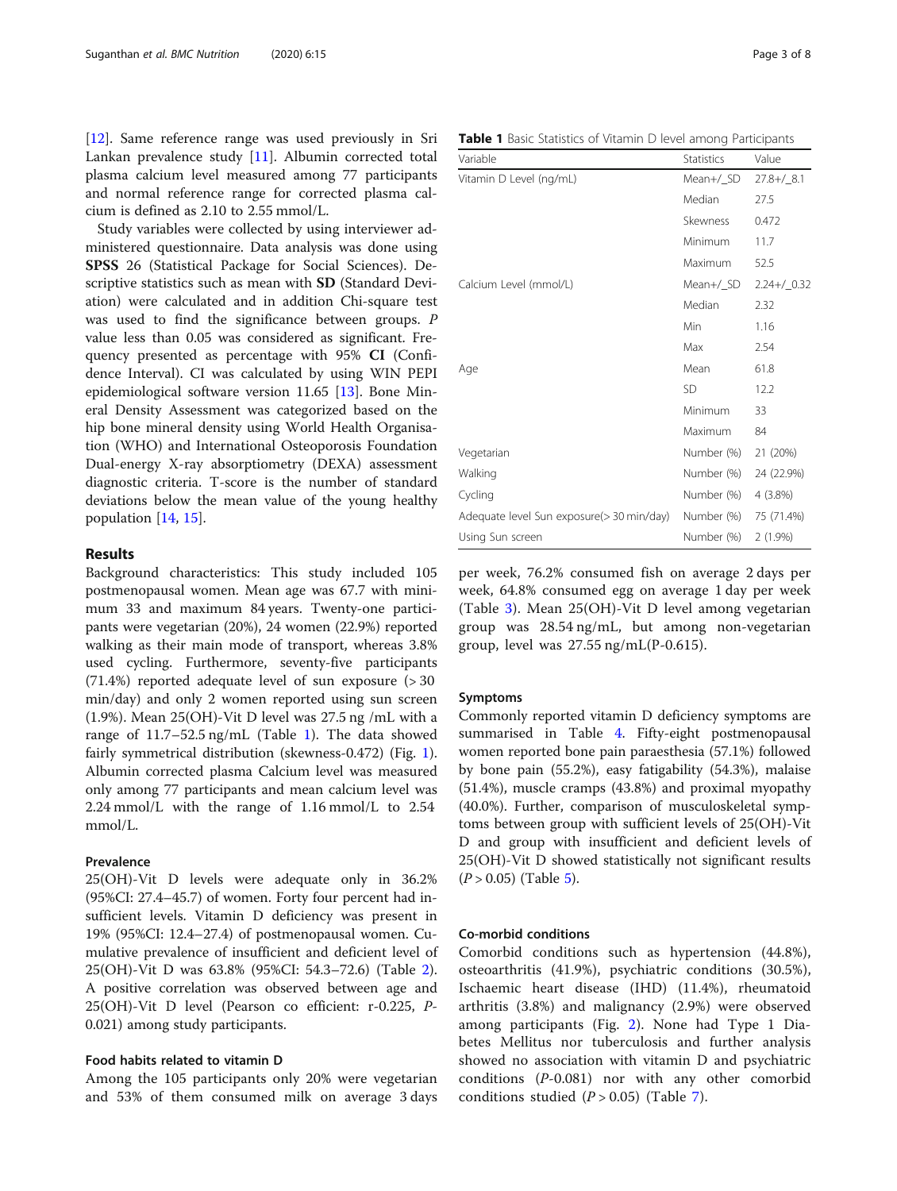[12]. Same reference range was used previously in Sri Lankan prevalence study [11]. Albumin corrected total plasma calcium level measured among 77 participants and normal reference range for corrected plasma calcium is defined as 2.10 to 2.55 mmol/L.

Study variables were collected by using interviewer administered questionnaire. Data analysis was done using **SPSS** 26 (Statistical Package for Social Sciences). Descriptive statistics such as mean with **SD** (Standard Deviation) were calculated and in addition Chi-square test was used to find the significance between groups. *P* value less than 0.05 was considered as significant. Frequency presented as percentage with 95% **CI** (Confidence Interval). CI was calculated by using WIN PEPI epidemiological software version 11.65 [13]. Bone Mineral Density Assessment was categorized based on the hip bone mineral density using World Health Organisation (WHO) and International Osteoporosis Foundation Dual-energy X-ray absorptiometry (DEXA) assessment diagnostic criteria. T-score is the number of standard deviations below the mean value of the young healthy population [14, 15].

## Results

Background characteristics: This study included 105 postmenopausal women. Mean age was 67.7 with minimum 33 and maximum 84 years. Twenty-one participants were vegetarian (20%), 24 women (22.9%) reported walking as their main mode of transport, whereas 3.8% used cycling. Furthermore, seventy-five participants (71.4%) reported adequate level of sun exposure (> 30 min/day) and only 2 women reported using sun screen (1.9%). Mean 25(OH)-Vit D level was 27.5 ng /mL with a range of 11.7–52.5 ng/mL (Table 1). The data showed fairly symmetrical distribution (skewness-0.472) (Fig. 1). Albumin corrected plasma Calcium level was measured only among 77 participants and mean calcium level was 2.24 mmol/L with the range of 1.16 mmol/L to 2.54 mmol/L.

### Prevalence

25(OH)-Vit D levels were adequate only in 36.2% (95%CI: 27.4–45.7) of women. Forty four percent had insufficient levels. Vitamin D deficiency was present in 19% (95%CI: 12.4–27.4) of postmenopausal women. Cumulative prevalence of insufficient and deficient level of 25(OH)-Vit D was 63.8% (95%CI: 54.3–72.6) (Table 2). A positive correlation was observed between age and 25(OH)-Vit D level (Pearson co efficient: r-0.225, *P*-0.021) among study participants.

### Food habits related to vitamin D

Among the 105 participants only 20% were vegetarian and 53% of them consumed milk on average 3 days per week, 76.2% consumed fish on average 2 days per week, 64.8% consumed egg on average 1 day per week (Table 3). Mean 25(OH)-Vit D level among vegetarian group was 28.54 ng/mL, but among non-vegetarian group, level was 27.55 ng/mL(P-0.615).

**Table 1** Basic Statistics of Vitamin D level among Participants

| Variable | Statistics | Value |
|---|---|---|
| Vitamin D Level (ng/mL) | Mean+/_SD | 27.8+/_8.1 |
| | Median | 27.5 |
| | Skewness | 0.472 |
| | Minimum | 11.7 |
| | Maximum | 52.5 |
| Calcium Level (mmol/L) | Mean+/_SD | 2.24+/_0.32 |
| | Median | 2.32 |
| | Min | 1.16 |
| | Max | 2.54 |
| Age | Mean | 61.8 |
| | SD | 12.2 |
| | Minimum | 33 |
| | Maximum | 84 |
| Vegetarian | Number (%) | 21 (20%) |
| Walking | Number (%) | 24 (22.9%) |
| Cycling | Number (%) | 4 (3.8%) |
| Adequate level Sun exposure(> 30 min/day) | Number (%) | 75 (71.4%) |
| Using Sun screen | Number (%) | 2 (1.9%) |

### Symptoms

Commonly reported vitamin D deficiency symptoms are summarised in Table 4. Fifty-eight postmenopausal women reported bone pain paraesthesia (57.1%) followed by bone pain (55.2%), easy fatigability (54.3%), malaise (51.4%), muscle cramps (43.8%) and proximal myopathy (40.0%). Further, comparison of musculoskeletal symptoms between group with sufficient levels of 25(OH)-Vit D and group with insufficient and deficient levels of 25(OH)-Vit D showed statistically not significant results ($P > 0.05$) (Table 5).

### Co-morbid conditions

Comorbid conditions such as hypertension (44.8%), osteoarthritis (41.9%), psychiatric conditions (30.5%), Ischaemic heart disease (IHD) (11.4%), rheumatoid arthritis (3.8%) and malignancy (2.9%) were observed among participants (Fig. 2). None had Type 1 Diabetes Mellitus nor tuberculosis and further analysis showed no association with vitamin D and psychiatric conditions (*P*-0.081) nor with any other comorbid conditions studied ($P > 0.05$) (Table 7).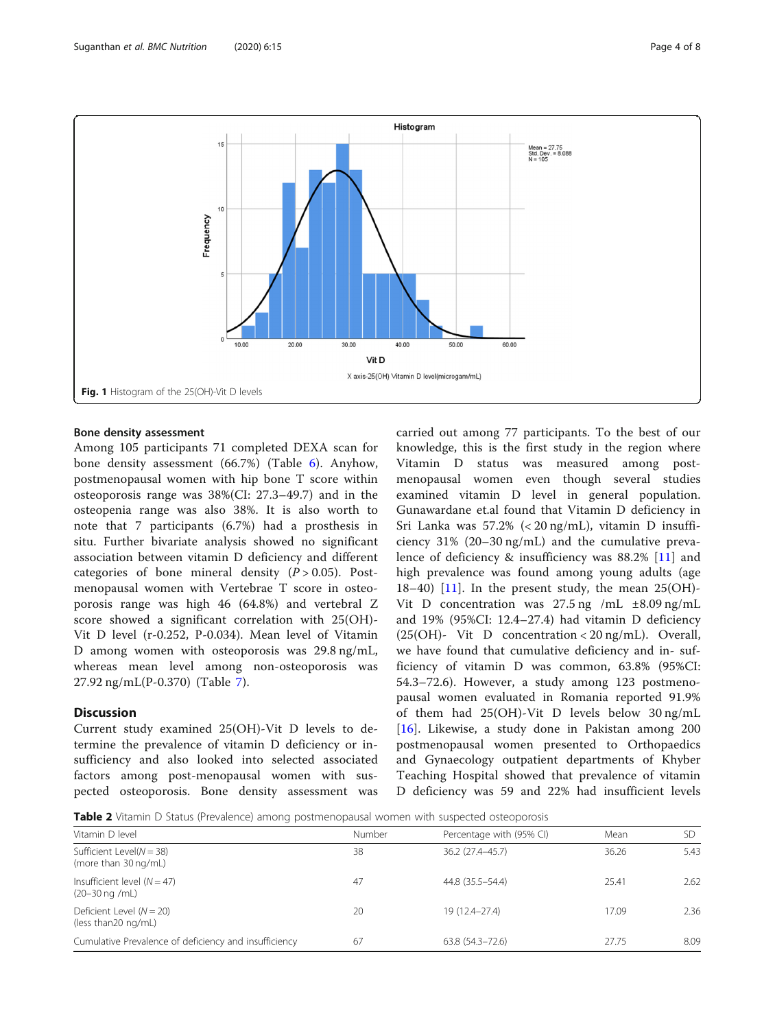Fig. 1 Histogram of the 25(OH)-Vit D levels

### Bone density assessment

Among 105 participants 71 completed DEXA scan for bone density assessment (66.7%) (Table 6). Anyhow, postmenopausal women with hip bone T score within osteoporosis range was 38%(CI: 27.3–49.7) and in the osteopenia range was also 38%. It is also worth to note that 7 participants (6.7%) had a prosthesis in situ. Further bivariate analysis showed no significant association between vitamin D deficiency and different categories of bone mineral density ($P > 0.05$). Postmenopausal women with Vertebrae T score in osteoporosis range was high 46 (64.8%) and vertebral Z score showed a significant correlation with 25(OH)-Vit D level (r-0.252, P-0.034). Mean level of Vitamin D among women with osteoporosis was 29.8 ng/mL, whereas mean level among non-osteoporosis was 27.92 ng/mL(P-0.370) (Table 7).

## Discussion

Current study examined 25(OH)-Vit D levels to determine the prevalence of vitamin D deficiency or insufficiency and also looked into selected associated factors among post-menopausal women with suspected osteoporosis. Bone density assessment was carried out among 77 participants. To the best of our knowledge, this is the first study in the region where Vitamin D status was measured among postmenopausal women even though several studies examined vitamin D level in general population. Gunawardane et.al found that Vitamin D deficiency in Sri Lanka was 57.2% (< 20 ng/mL), vitamin D insufficiency 31% (20–30 ng/mL) and the cumulative prevalence of deficiency & insufficiency was 88.2% [11] and high prevalence was found among young adults (age 18–40) [11]. In the present study, the mean 25(OH)-Vit D concentration was 27.5 ng /mL ±8.09 ng/mL and 19% (95%CI: 12.4–27.4) had vitamin D deficiency (25(OH)- Vit D concentration < 20 ng/mL). Overall, we have found that cumulative deficiency and in- sufficiency of vitamin D was common, 63.8% (95%CI: 54.3–72.6). However, a study among 123 postmenopausal women evaluated in Romania reported 91.9% of them had 25(OH)-Vit D levels below 30 ng/mL [16]. Likewise, a study done in Pakistan among 200 postmenopausal women presented to Orthopaedics and Gynaecology outpatient departments of Khyber Teaching Hospital showed that prevalence of vitamin D deficiency was 59 and 22% had insufficient levels

**Table 2** Vitamin D Status (Prevalence) among postmenopausal women with suspected osteoporosis

| Vitamin D level | Number | Percentage with (95% CI) | Mean | SD |
|---|---|---|---|---|
| Sufficient Level(N = 38) (more than 30 ng/mL) | 38 | 36.2 (27.4–45.7) | 36.26 | 5.43 |
| Insufficient level (N = 47) (20–30 ng /mL) | 47 | 44.8 (35.5–54.4) | 25.41 | 2.62 |
| Deficient Level (N = 20) (less than20 ng/mL) | 20 | 19 (12.4–27.4) | 17.09 | 2.36 |
| Cumulative Prevalence of deficiency and insufficiency | 67 | 63.8 (54.3–72.6) | 27.75 | 8.09 |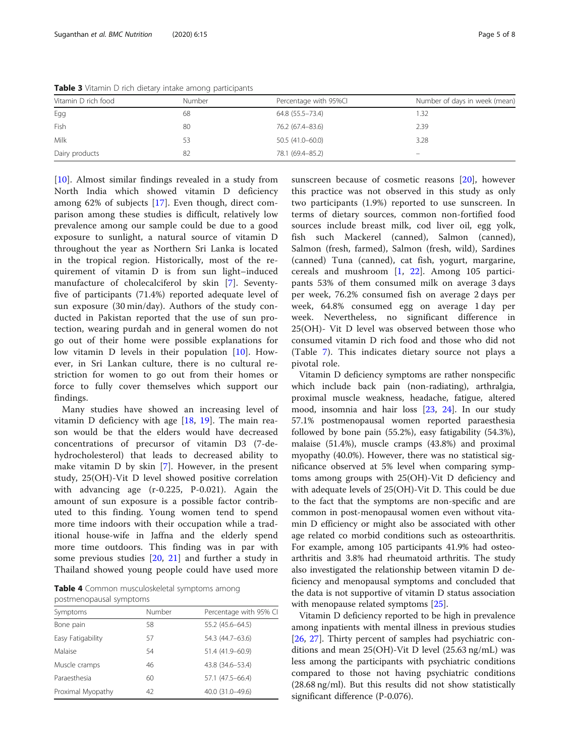**Table 3** Vitamin D rich dietary intake among participants

| Vitamin D rich food | Number | Percentage with 95%CI | Number of days in week (mean) |
|---|---|---|---|
| Egg | 68 | 64.8 (55.5–73.4) | 1.32 |
| Fish | 80 | 76.2 (67.4–83.6) | 2.39 |
| Milk | 53 | 50.5 (41.0–60.0) | 3.28 |
| Dairy products | 82 | 78.1 (69.4–85.2) | – |

[10]. Almost similar findings revealed in a study from North India which showed vitamin D deficiency among 62% of subjects [17]. Even though, direct comparison among these studies is difficult, relatively low prevalence among our sample could be due to a good exposure to sunlight, a natural source of vitamin D throughout the year as Northern Sri Lanka is located in the tropical region. Historically, most of the requirement of vitamin D is from sun light–induced manufacture of cholecalciferol by skin [7]. Seventy-five of participants (71.4%) reported adequate level of sun exposure (30 min/day). Authors of the study conducted in Pakistan reported that the use of sun protection, wearing purdah and in general women do not go out of their home were possible explanations for low vitamin D levels in their population [10]. However, in Sri Lankan culture, there is no cultural restriction for women to go out from their homes or force to fully cover themselves which support our findings.

Many studies have showed an increasing level of vitamin D deficiency with age [18, 19]. The main reason would be that the elders would have decreased concentrations of precursor of vitamin D3 (7-dehydrocholesterol) that leads to decreased ability to make vitamin D by skin [7]. However, in the present study, 25(OH)-Vit D level showed positive correlation with advancing age (r-0.225, P-0.021). Again the amount of sun exposure is a possible factor contributed to this finding. Young women tend to spend more time indoors with their occupation while a traditional house-wife in Jaffna and the elderly spend more time outdoors. This finding was in par with some previous studies [20, 21] and further a study in Thailand showed young people could have used more sunscreen because of cosmetic reasons [20], however this practice was not observed in this study as only two participants (1.9%) reported to use sunscreen. In terms of dietary sources, common non-fortified food sources include breast milk, cod liver oil, egg yolk, fish such Mackerel (canned), Salmon (canned), Salmon (fresh, farmed), Salmon (fresh, wild), Sardines (canned) Tuna (canned), cat fish, yogurt, margarine, cereals and mushroom [1, 22]. Among 105 participants 53% of them consumed milk on average 3 days per week, 76.2% consumed fish on average 2 days per week, 64.8% consumed egg on average 1 day per week. Nevertheless, no significant difference in 25(OH)- Vit D level was observed between those who consumed vitamin D rich food and those who did not (Table 7). This indicates dietary source not plays a pivotal role.

**Table 4** Common musculoskeletal symptoms among postmenopausal symptoms

| Symptoms | Number | Percentage with 95% CI |
|---|---|---|
| Bone pain | 58 | 55.2 (45.6–64.5) |
| Easy Fatigability | 57 | 54.3 (44.7–63.6) |
| Malaise | 54 | 51.4 (41.9–60.9) |
| Muscle cramps | 46 | 43.8 (34.6–53.4) |
| Paraesthesia | 60 | 57.1 (47.5–66.4) |
| Proximal Myopathy | 42 | 40.0 (31.0–49.6) |

Vitamin D deficiency symptoms are rather nonspecific which include back pain (non-radiating), arthralgia, proximal muscle weakness, headache, fatigue, altered mood, insomnia and hair loss [23, 24]. In our study 57.1% postmenopausal women reported paraesthesia followed by bone pain (55.2%), easy fatigability (54.3%), malaise (51.4%), muscle cramps (43.8%) and proximal myopathy (40.0%). However, there was no statistical significance observed at 5% level when comparing symptoms among groups with 25(OH)-Vit D deficiency and with adequate levels of 25(OH)-Vit D. This could be due to the fact that the symptoms are non-specific and are common in post-menopausal women even without vitamin D efficiency or might also be associated with other age related co morbid conditions such as osteoarthritis. For example, among 105 participants 41.9% had osteoarthritis and 3.8% had rheumatoid arthritis. The study also investigated the relationship between vitamin D deficiency and menopausal symptoms and concluded that the data is not supportive of vitamin D status association with menopause related symptoms [25].

Vitamin D deficiency reported to be high in prevalence among inpatients with mental illness in previous studies [26, 27]. Thirty percent of samples had psychiatric conditions and mean 25(OH)-Vit D level (25.63 ng/mL) was less among the participants with psychiatric conditions compared to those not having psychiatric conditions (28.68 ng/ml). But this results did not show statistically significant difference (P-0.076).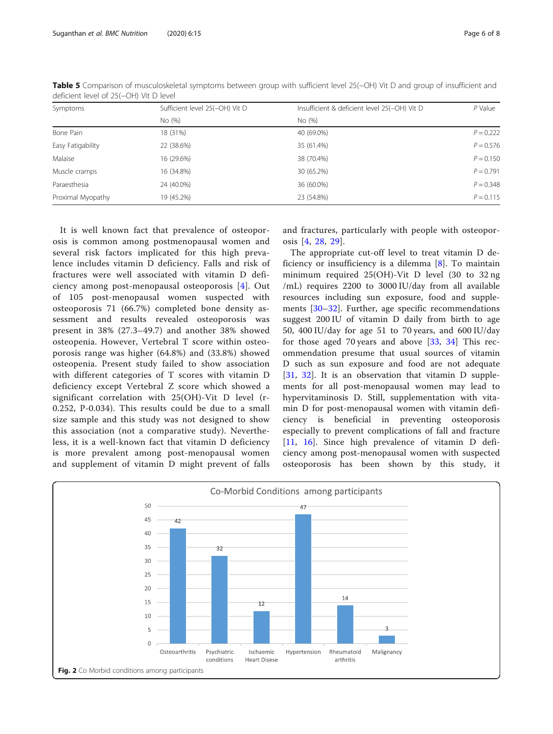**Table 5** Comparison of musculoskeletal symptoms between group with sufficient level 25(−OH) Vit D and group of insufficient and deficient level of 25(−OH) Vit D level

| Symptoms | Sufficient level 25(−OH) Vit D | Insufficient & deficient level 25(−OH) Vit D | *P* Value |
|---|---|---|---|
| | No (%) | No (%) | |
| Bone Pain | 18 (31%) | 40 (69.0%) | *P* = 0.222 |
| Easy Fatigability | 22 (38.6%) | 35 (61.4%) | *P* = 0.576 |
| Malaise | 16 (29.6%) | 38 (70.4%) | *P* = 0.150 |
| Muscle cramps | 16 (34.8%) | 30 (65.2%) | *P* = 0.791 |
| Paraesthesia | 24 (40.0%) | 36 (60.0%) | *P* = 0.348 |
| Proximal Myopathy | 19 (45.2%) | 23 (54.8%) | *P* = 0.115 |

It is well known fact that prevalence of osteoporosis is common among postmenopausal women and several risk factors implicated for this high prevalence includes vitamin D deficiency. Falls and risk of fractures were well associated with vitamin D deficiency among post-menopausal osteoporosis [4]. Out of 105 post-menopausal women suspected with osteoporosis 71 (66.7%) completed bone density assessment and results revealed osteoporosis was present in 38% (27.3–49.7) and another 38% showed osteopenia. However, Vertebral T score within osteoporosis range was higher (64.8%) and (33.8%) showed osteopenia. Present study failed to show association with different categories of T scores with vitamin D deficiency except Vertebral Z score which showed a significant correlation with 25(OH)-Vit D level (r-0.252, P-0.034). This results could be due to a small size sample and this study was not designed to show this association (not a comparative study). Nevertheless, it is a well-known fact that vitamin D deficiency is more prevalent among post-menopausal women and supplement of vitamin D might prevent of falls and fractures, particularly with people with osteoporosis [4, 28, 29].

The appropriate cut-off level to treat vitamin D deficiency or insufficiency is a dilemma [8]. To maintain minimum required 25(OH)-Vit D level (30 to 32 ng /mL) requires 2200 to 3000 IU/day from all available resources including sun exposure, food and supplements [30–32]. Further, age specific recommendations suggest 200 IU of vitamin D daily from birth to age 50, 400 IU/day for age 51 to 70 years, and 600 IU/day for those aged 70 years and above [33, 34] This recommendation presume that usual sources of vitamin D such as sun exposure and food are not adequate [31, 32]. It is an observation that vitamin D supplements for all post-menopausal women may lead to hypervitaminosis D. Still, supplementation with vitamin D for post-menopausal women with vitamin deficiency is beneficial in preventing osteoporosis especially to prevent complications of fall and fracture [11, 16]. Since high prevalence of vitamin D deficiency among post-menopausal women with suspected osteoporosis has been shown by this study, it

**Fig. 2** Co Morbid conditions among participants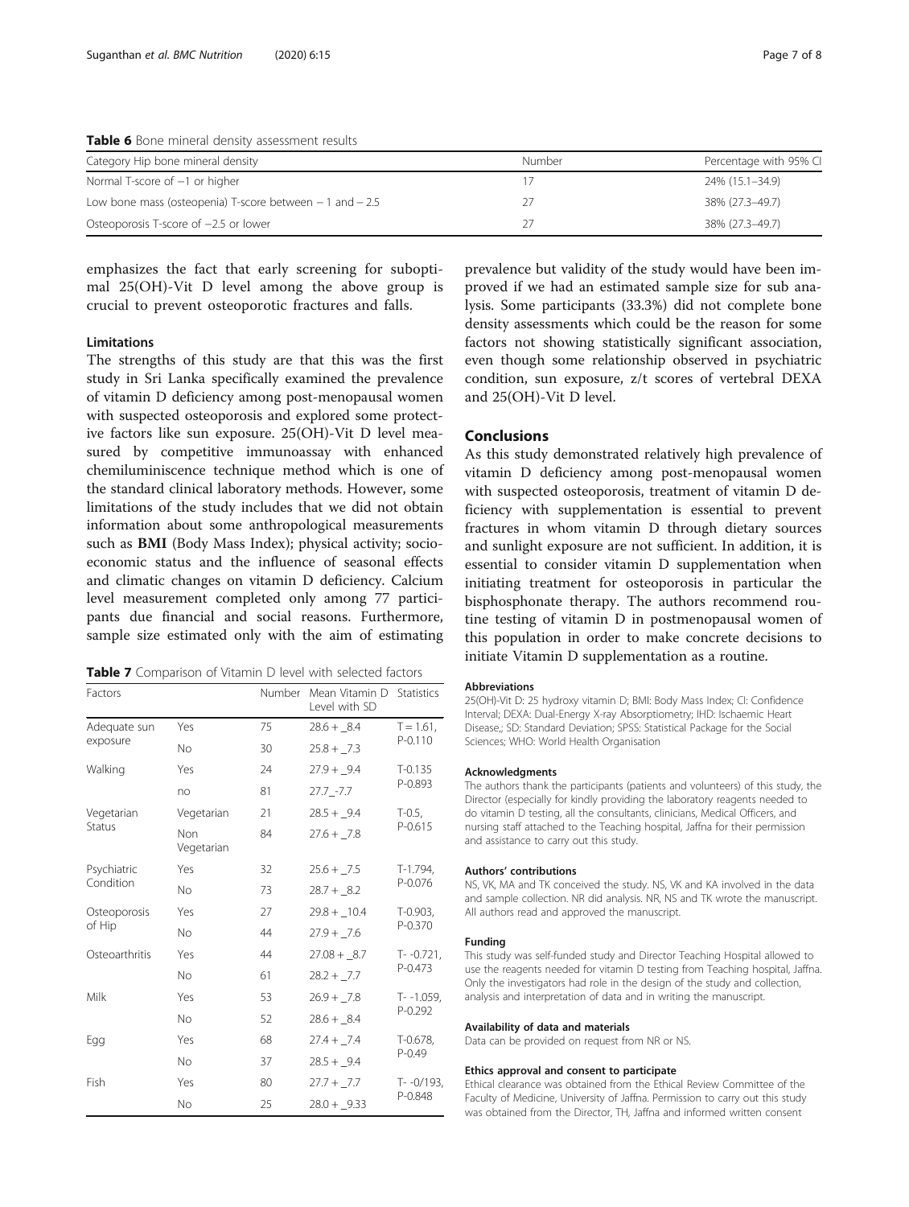**Table 6** Bone mineral density assessment results

| Category Hip bone mineral density | Number | Percentage with 95% CI |
| --- | --- | --- |
| Normal T-score of −1 or higher | 17 | 24% (15.1–34.9) |
| Low bone mass (osteopenia) T-score between − 1 and − 2.5 | 27 | 38% (27.3–49.7) |
| Osteoporosis T-score of −2.5 or lower | 27 | 38% (27.3–49.7) |

emphasizes the fact that early screening for suboptimal 25(OH)-Vit D level among the above group is crucial to prevent osteoporotic fractures and falls.

### Limitations

The strengths of this study are that this was the first study in Sri Lanka specifically examined the prevalence of vitamin D deficiency among post-menopausal women with suspected osteoporosis and explored some protective factors like sun exposure. 25(OH)-Vit D level measured by competitive immunoassay with enhanced chemiluminiscence technique method which is one of the standard clinical laboratory methods. However, some limitations of the study includes that we did not obtain information about some anthropological measurements such as **BMI** (Body Mass Index); physical activity; socioeconomic status and the influence of seasonal effects and climatic changes on vitamin D deficiency. Calcium level measurement completed only among 77 participants due financial and social reasons. Furthermore, sample size estimated only with the aim of estimating prevalence but validity of the study would have been improved if we had an estimated sample size for sub analysis. Some participants (33.3%) did not complete bone density assessments which could be the reason for some factors not showing statistically significant association, even though some relationship observed in psychiatric condition, sun exposure, z/t scores of vertebral DEXA and 25(OH)-Vit D level.

**Table 7** Comparison of Vitamin D level with selected factors

| Factors | | Number | Mean Vitamin D Level with SD | Statistics |
| --- | --- | --- | --- | --- |
| Adequate sun exposure | Yes | 75 | 28.6 + _8.4 | T = 1.61, P-0.110 |
| | No | 30 | 25.8 + _7.3 | |
| Walking | Yes | 24 | 27.9 + _9.4 | T-0.135 P-0.893 |
| | no | 81 | 27.7_-7.7 | |
| Vegetarian Status | Vegetarian | 21 | 28.5 + _9.4 | T-0.5, P-0.615 |
| | Non Vegetarian | 84 | 27.6 + _7.8 | |
| Psychiatric Condition | Yes | 32 | 25.6 + _7.5 | T-1.794, P-0.076 |
| | No | 73 | 28.7 + _8.2 | |
| Osteoporosis of Hip | Yes | 27 | 29.8 + _10.4 | T-0.903, P-0.370 |
| | No | 44 | 27.9 + _7.6 | |
| Osteoarthritis | Yes | 44 | 27.08 + _8.7 | T- -0.721, P-0.473 |
| | No | 61 | 28.2 + _7.7 | |
| Milk | Yes | 53 | 26.9 + _7.8 | T- -1.059, P-0.292 |
| | No | 52 | 28.6 + _8.4 | |
| Egg | Yes | 68 | 27.4 + _7.4 | T-0.678, P-0.49 |
| | No | 37 | 28.5 + _9.4 | |
| Fish | Yes | 80 | 27.7 + _7.7 | T- -0/193, P-0.848 |
| | No | 25 | 28.0 + _9.33 | |

## Conclusions

As this study demonstrated relatively high prevalence of vitamin D deficiency among post-menopausal women with suspected osteoporosis, treatment of vitamin D deficiency with supplementation is essential to prevent fractures in whom vitamin D through dietary sources and sunlight exposure are not sufficient. In addition, it is essential to consider vitamin D supplementation when initiating treatment for osteoporosis in particular the bisphosphonate therapy. The authors recommend routine testing of vitamin D in postmenopausal women of this population in order to make concrete decisions to initiate Vitamin D supplementation as a routine.

#### Abbreviations

25(OH)-Vit D: 25 hydroxy vitamin D; BMI: Body Mass Index; CI: Confidence Interval; DEXA: Dual-Energy X-ray Absorptiometry; IHD: Ischaemic Heart Disease,; SD: Standard Deviation; SPSS: Statistical Package for the Social Sciences; WHO: World Health Organisation

#### Acknowledgments

The authors thank the participants (patients and volunteers) of this study, the Director (especially for kindly providing the laboratory reagents needed to do vitamin D testing, all the consultants, clinicians, Medical Officers, and nursing staff attached to the Teaching hospital, Jaffna for their permission and assistance to carry out this study.

#### Authors' contributions

NS, VK, MA and TK conceived the study. NS, VK and KA involved in the data and sample collection. NR did analysis. NR, NS and TK wrote the manuscript. All authors read and approved the manuscript.

#### Funding

This study was self-funded study and Director Teaching Hospital allowed to use the reagents needed for vitamin D testing from Teaching hospital, Jaffna. Only the investigators had role in the design of the study and collection, analysis and interpretation of data and in writing the manuscript.

#### Availability of data and materials

Data can be provided on request from NR or NS.

#### Ethics approval and consent to participate

Ethical clearance was obtained from the Ethical Review Committee of the Faculty of Medicine, University of Jaffna. Permission to carry out this study was obtained from the Director, TH, Jaffna and informed written consent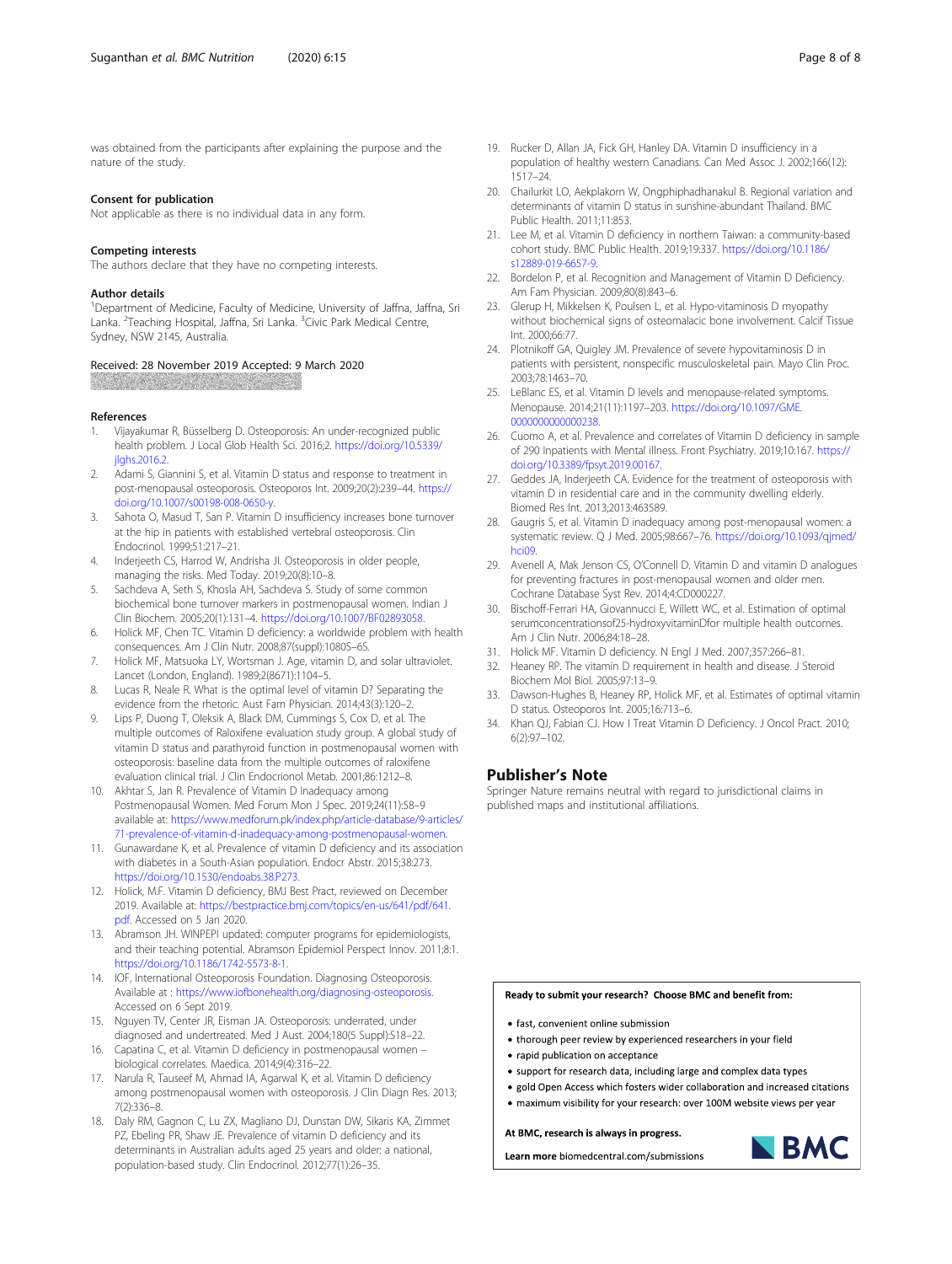was obtained from the participants after explaining the purpose and the nature of the study.

### Consent for publication

Not applicable as there is no individual data in any form.

### Competing interests

The authors declare that they have no competing interests.

### Author details

[1]Department of Medicine, Faculty of Medicine, University of Jaffna, Jaffna, Sri Lanka. [2]Teaching Hospital, Jaffna, Sri Lanka. [3]Civic Park Medical Centre, Sydney, NSW 2145, Australia.

Received: 28 November 2019 Accepted: 9 March 2020

## References

1. Vijayakumar R, Büsselberg D. Osteoporosis: An under-recognized public health problem. J Local Glob Health Sci. 2016;2. https://doi.org/10.5339/jlghs.2016.2.
2. Adami S, Giannini S, et al. Vitamin D status and response to treatment in post-menopausal osteoporosis. Osteoporos Int. 2009;20(2):239–44. https://doi.org/10.1007/s00198-008-0650-y.
3. Sahota O, Masud T, San P. Vitamin D insufficiency increases bone turnover at the hip in patients with established vertebral osteoporosis. Clin Endocrinol. 1999;51:217–21.
4. Inderjeeth CS, Harrod W, Andrisha JI. Osteoporosis in older people, managing the risks. Med Today. 2019;20(8):10–8.
5. Sachdeva A, Seth S, Khosla AH, Sachdeva S. Study of some common biochemical bone turnover markers in postmenopausal women. Indian J Clin Biochem. 2005;20(1):131–4. https://doi.org/10.1007/BF02893058.
6. Holick MF, Chen TC. Vitamin D deficiency: a worldwide problem with health consequences. Am J Clin Nutr. 2008;87(suppl):1080S–6S.
7. Holick MF, Matsuoka LY, Wortsman J. Age, vitamin D, and solar ultraviolet. Lancet (London, England). 1989;2(8671):1104–5.
8. Lucas R, Neale R. What is the optimal level of vitamin D? Separating the evidence from the rhetoric. Aust Fam Physician. 2014;43(3):120–2.
9. Lips P, Duong T, Oleksik A, Black DM, Cummings S, Cox D, et al. The multiple outcomes of Raloxifene evaluation study group. A global study of vitamin D status and parathyroid function in postmenopausal women with osteoporosis: baseline data from the multiple outcomes of raloxifene evaluation clinical trial. J Clin Endocrionol Metab. 2001;86:1212–8.
10. Akhtar S, Jan R. Prevalence of Vitamin D Inadequacy among Postmenopausal Women. Med Forum Mon J Spec. 2019;24(11):58–9 available at: https://www.medforum.pk/index.php/article-database/9-articles/71-prevalence-of-vitamin-d-inadequacy-among-postmenopausal-women.
11. Gunawardane K, et al. Prevalence of vitamin D deficiency and its association with diabetes in a South-Asian population. Endocr Abstr. 2015;38:273. https://doi.org/10.1530/endoabs.38.P273.
12. Holick, M.F. Vitamin D deficiency, BMJ Best Pract, reviewed on December 2019. Available at: https://bestpractice.bmj.com/topics/en-us/641/pdf/641.pdf. Accessed on 5 Jan 2020.
13. Abramson JH. WINPEPI updated: computer programs for epidemiologists, and their teaching potential. Abramson Epidemiol Perspect Innov. 2011;8:1. https://doi.org/10.1186/1742-5573-8-1.
14. IOF, International Osteoporosis Foundation. Diagnosing Osteoporosis. Available at : https://www.iofbonehealth.org/diagnosing-osteoporosis. Accessed on 6 Sept 2019.
15. Nguyen TV, Center JR, Eisman JA. Osteoporosis: underrated, under diagnosed and undertreated. Med J Aust. 2004;180(5 Suppl):S18–22.
16. Capatina C, et al. Vitamin D deficiency in postmenopausal women – biological correlates. Maedica. 2014;9(4):316–22.
17. Narula R, Tauseef M, Ahmad IA, Agarwal K, et al. Vitamin D deficiency among postmenopausal women with osteoporosis. J Clin Diagn Res. 2013;7(2):336–8.
18. Daly RM, Gagnon C, Lu ZX, Magliano DJ, Dunstan DW, Sikaris KA, Zimmet PZ, Ebeling PR, Shaw JE. Prevalence of vitamin D deficiency and its determinants in Australian adults aged 25 years and older: a national, population-based study. Clin Endocrinol. 2012;77(1):26–35.
19. Rucker D, Allan JA, Fick GH, Hanley DA. Vitamin D insufficiency in a population of healthy western Canadians. Can Med Assoc J. 2002;166(12):1517–24.
20. Chailurkit LO, Aekplakorn W, Ongphiphadhanakul B. Regional variation and determinants of vitamin D status in sunshine-abundant Thailand. BMC Public Health. 2011;11:853.
21. Lee M, et al. Vitamin D deficiency in northern Taiwan: a community-based cohort study. BMC Public Health. 2019;19:337. https://doi.org/10.1186/s12889-019-6657-9.
22. Bordelon P, et al. Recognition and Management of Vitamin D Deficiency. Am Fam Physician. 2009;80(8):843–6.
23. Glerup H, Mikkelsen K, Poulsen L, et al. Hypo-vitaminosis D myopathy without biochemical signs of osteomalacic bone involvement. Calcif Tissue Int. 2000;66:77.
24. Plotnikoff GA, Quigley JM. Prevalence of severe hypovitaminosis D in patients with persistent, nonspecific musculoskeletal pain. Mayo Clin Proc. 2003;78:1463–70.
25. LeBlanc ES, et al. Vitamin D levels and menopause-related symptoms. Menopause. 2014;21(11):1197–203. https://doi.org/10.1097/GME.0000000000000238.
26. Cuomo A, et al. Prevalence and correlates of Vitamin D deficiency in sample of 290 Inpatients with Mental illness. Front Psychiatry. 2019;10:167. https://doi.org/10.3389/fpsyt.2019.00167.
27. Geddes JA, Inderjeeth CA. Evidence for the treatment of osteoporosis with vitamin D in residential care and in the community dwelling elderly. Biomed Res Int. 2013;2013:463589.
28. Gaugris S, et al. Vitamin D inadequacy among post-menopausal women: a systematic review. Q J Med. 2005;98:667–76. https://doi.org/10.1093/qjmed/hci09.
29. Avenell A, Mak Jenson CS, O'Connell D. Vitamin D and vitamin D analogues for preventing fractures in post-menopausal women and older men. Cochrane Database Syst Rev. 2014;4:CD000227.
30. Bischoff-Ferrari HA, Giovannucci E, Willett WC, et al. Estimation of optimal serumconcentrationsof25-hydroxyvitaminDfor multiple health outcomes. Am J Clin Nutr. 2006;84:18–28.
31. Holick MF. Vitamin D deficiency. N Engl J Med. 2007;357:266–81.
32. Heaney RP. The vitamin D requirement in health and disease. J Steroid Biochem Mol Biol. 2005;97:13–9.
33. Dawson-Hughes B, Heaney RP, Holick MF, et al. Estimates of optimal vitamin D status. Osteoporos Int. 2005;16:713–6.
34. Khan QJ, Fabian CJ. How I Treat Vitamin D Deficiency. J Oncol Pract. 2010;6(2):97–102.

## Publisher's Note

Springer Nature remains neutral with regard to jurisdictional claims in published maps and institutional affiliations.

**Ready to submit your research? Choose BMC and benefit from:**

- fast, convenient online submission
- thorough peer review by experienced researchers in your field
- rapid publication on acceptance
- support for research data, including large and complex data types
- gold Open Access which fosters wider collaboration and increased citations
- maximum visibility for your research: over 100M website views per year

**At BMC, research is always in progress.**

**Learn more** biomedcentral.com/submissions